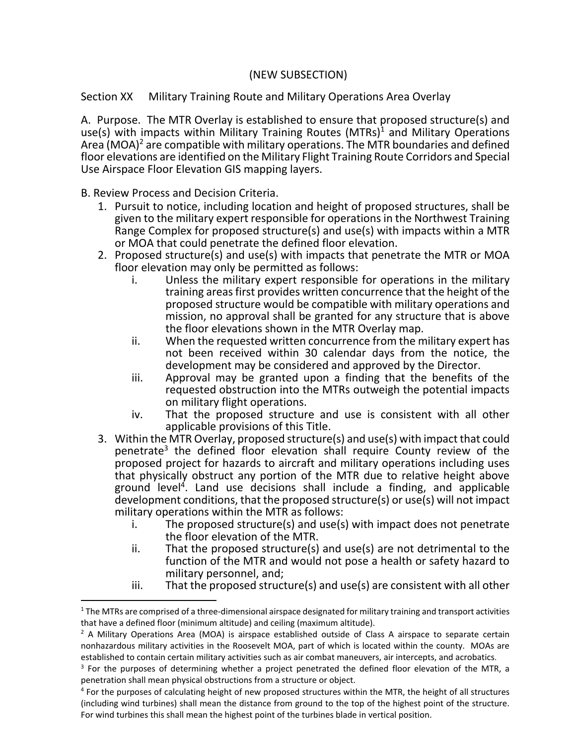(NEW SUBSECTION)

Section XX Military Training Route and Military Operations Area Overlay

A. Purpose. The MTR Overlay is established to ensure that proposed structure(s) and use(s) with impacts within Military Training Routes (MTRs)[1] and Military Operations Area (MOA)[2] are compatible with military operations. The MTR boundaries and defined floor elevations are identified on the Military Flight Training Route Corridors and Special Use Airspace Floor Elevation GIS mapping layers.

B. Review Process and Decision Criteria.

1. Pursuit to notice, including location and height of proposed structures, shall be given to the military expert responsible for operations in the Northwest Training Range Complex for proposed structure(s) and use(s) with impacts within a MTR or MOA that could penetrate the defined floor elevation.
2. Proposed structure(s) and use(s) with impacts that penetrate the MTR or MOA floor elevation may only be permitted as follows:
   - i. Unless the military expert responsible for operations in the military training areas first provides written concurrence that the height of the proposed structure would be compatible with military operations and mission, no approval shall be granted for any structure that is above the floor elevations shown in the MTR Overlay map.
   - ii. When the requested written concurrence from the military expert has not been received within 30 calendar days from the notice, the development may be considered and approved by the Director.
   - iii. Approval may be granted upon a finding that the benefits of the requested obstruction into the MTRs outweigh the potential impacts on military flight operations.
   - iv. That the proposed structure and use is consistent with all other applicable provisions of this Title.
3. Within the MTR Overlay, proposed structure(s) and use(s) with impact that could penetrate[3] the defined floor elevation shall require County review of the proposed project for hazards to aircraft and military operations including uses that physically obstruct any portion of the MTR due to relative height above ground level[4]. Land use decisions shall include a finding, and applicable development conditions, that the proposed structure(s) or use(s) will not impact military operations within the MTR as follows:
   - i. The proposed structure(s) and use(s) with impact does not penetrate the floor elevation of the MTR.
   - ii. That the proposed structure(s) and use(s) are not detrimental to the function of the MTR and would not pose a health or safety hazard to military personnel, and;
   - iii. That the proposed structure(s) and use(s) are consistent with all other

---

[1] The MTRs are comprised of a three-dimensional airspace designated for military training and transport activities that have a defined floor (minimum altitude) and ceiling (maximum altitude).

[2] A Military Operations Area (MOA) is airspace established outside of Class A airspace to separate certain nonhazardous military activities in the Roosevelt MOA, part of which is located within the county. MOAs are established to contain certain military activities such as air combat maneuvers, air intercepts, and acrobatics.

[3] For the purposes of determining whether a project penetrated the defined floor elevation of the MTR, a penetration shall mean physical obstructions from a structure or object.

[4] For the purposes of calculating height of new proposed structures within the MTR, the height of all structures (including wind turbines) shall mean the distance from ground to the top of the highest point of the structure. For wind turbines this shall mean the highest point of the turbines blade in vertical position.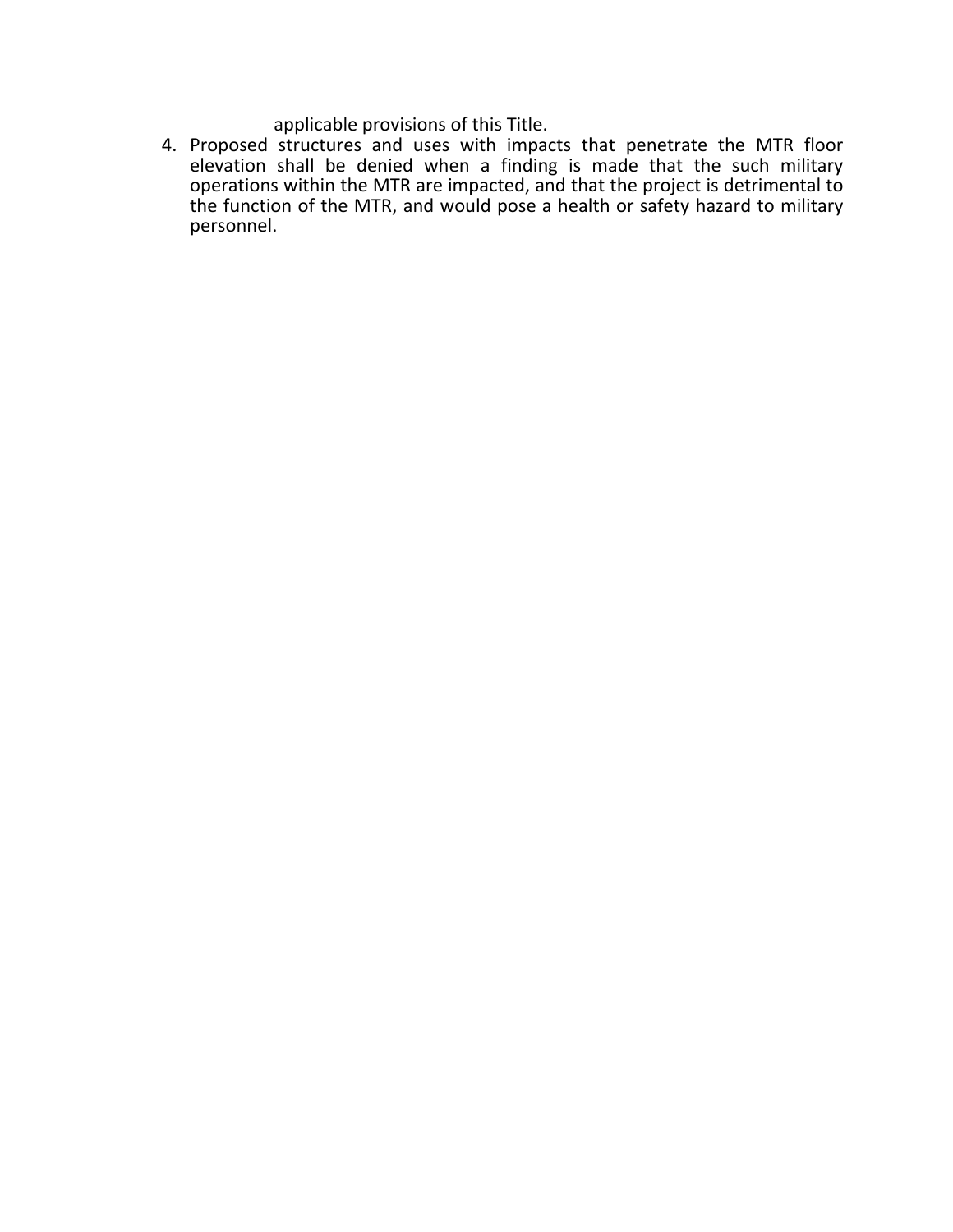applicable provisions of this Title.

4. Proposed structures and uses with impacts that penetrate the MTR floor elevation shall be denied when a finding is made that the such military operations within the MTR are impacted, and that the project is detrimental to the function of the MTR, and would pose a health or safety hazard to military personnel.